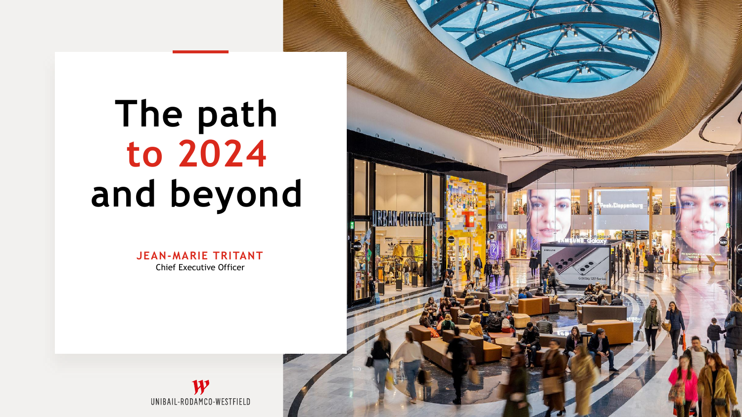# The path to 2024 and beyond

**JEAN-MARIE TRITANT**
Chief Executive Officer

UNIBAIL-RODAMCO-WESTFIELD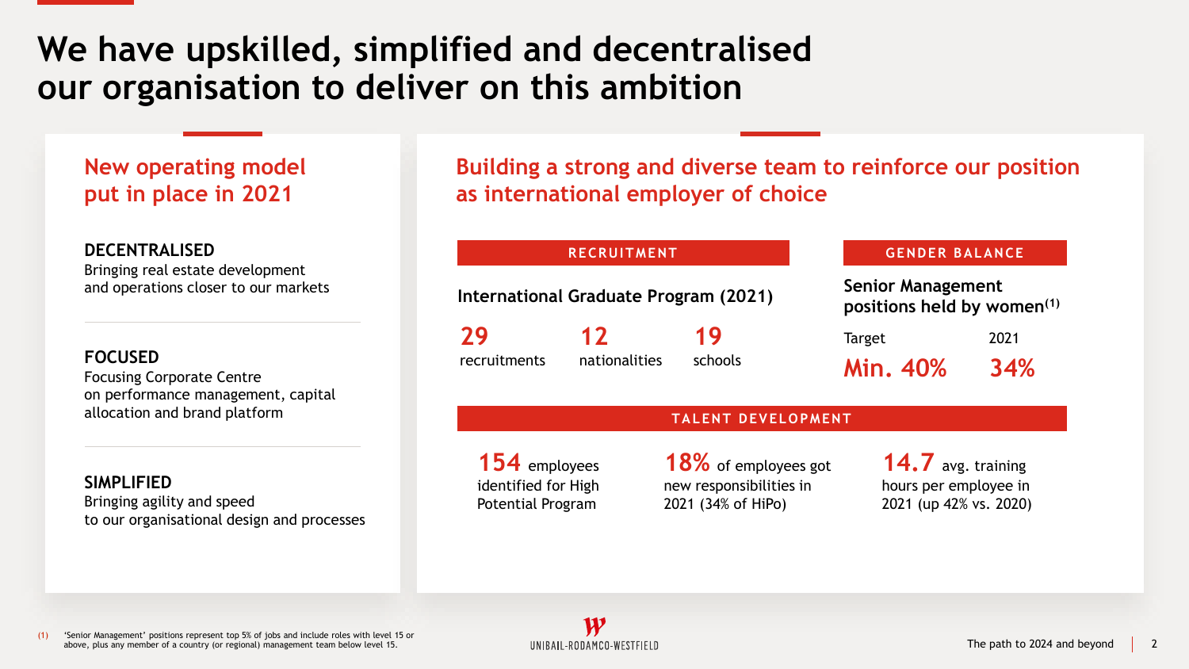# We have upskilled, simplified and decentralised our organisation to deliver on this ambition

## New operating model put in place in 2021

**DECENTRALISED**
Bringing real estate development and operations closer to our markets

**FOCUSED**
Focusing Corporate Centre on performance management, capital allocation and brand platform

**SIMPLIFIED**
Bringing agility and speed to our organisational design and processes

## Building a strong and diverse team to reinforce our position as international employer of choice

### RECRUITMENT

**International Graduate Program (2021)**

- **29** recruitments
- **12** nationalities
- **19** schools

### GENDER BALANCE

**Senior Management positions held by women[1]**

| Target | 2021 |
| --- | --- |
| Min. 40% | 34% |

### TALENT DEVELOPMENT

- **154** employees identified for High Potential Program
- **18%** of employees got new responsibilities in 2021 (34% of HiPo)
- **14.7** avg. training hours per employee in 2021 (up 42% vs. 2020)

(1) 'Senior Management' positions represent top 5% of jobs and include roles with level 15 or above, plus any member of a country (or regional) management team below level 15.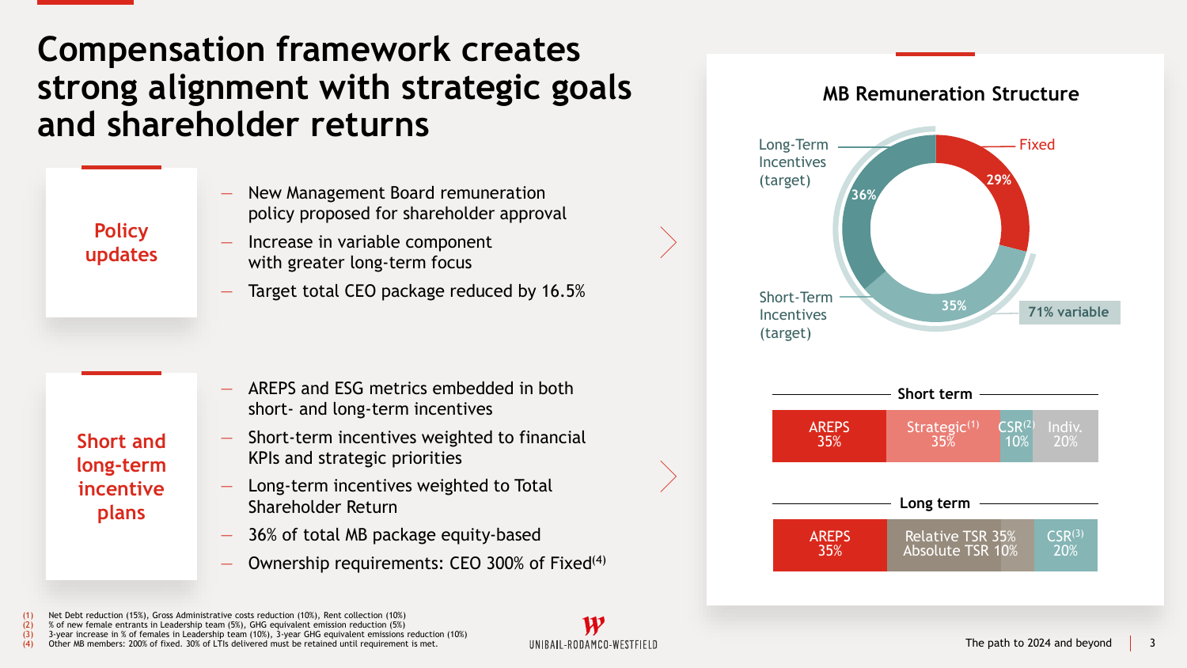# Compensation framework creates strong alignment with strategic goals and shareholder returns

## Policy updates

- New Management Board remuneration policy proposed for shareholder approval
- Increase in variable component with greater long-term focus
- Target total CEO package reduced by 16.5%

## Short and long-term incentive plans

- AREPS and ESG metrics embedded in both short- and long-term incentives
- Short-term incentives weighted to financial KPIs and strategic priorities
- Long-term incentives weighted to Total Shareholder Return
- 36% of total MB package equity-based
- Ownership requirements: CEO 300% of Fixed[4]

## MB Remuneration Structure

| Component | Share |
|---|---|
| Fixed | 29% |
| Short-Term Incentives (target) | 35% |
| Long-Term Incentives (target) | 36% |

71% variable

### Short term

| AREPS | Strategic[1] | CSR[2] | Indiv. |
|---|---|---|---|
| 35% | 35% | 10% | 20% |

### Long term

| AREPS | Relative TSR / Absolute TSR | CSR[3] |
|---|---|---|
| 35% | Relative TSR 35%, Absolute TSR 10% | 20% |

(1) Net Debt reduction (15%), Gross Administrative costs reduction (10%), Rent collection (10%)
(2) % of new female entrants in Leadership team (5%), GHG equivalent emission reduction (5%)
(3) 3-year increase in % of females in Leadership team (10%), 3-year GHG equivalent emissions reduction (10%)
(4) Other MB members: 200% of fixed. 30% of LTIs delivered must be retained until requirement is met.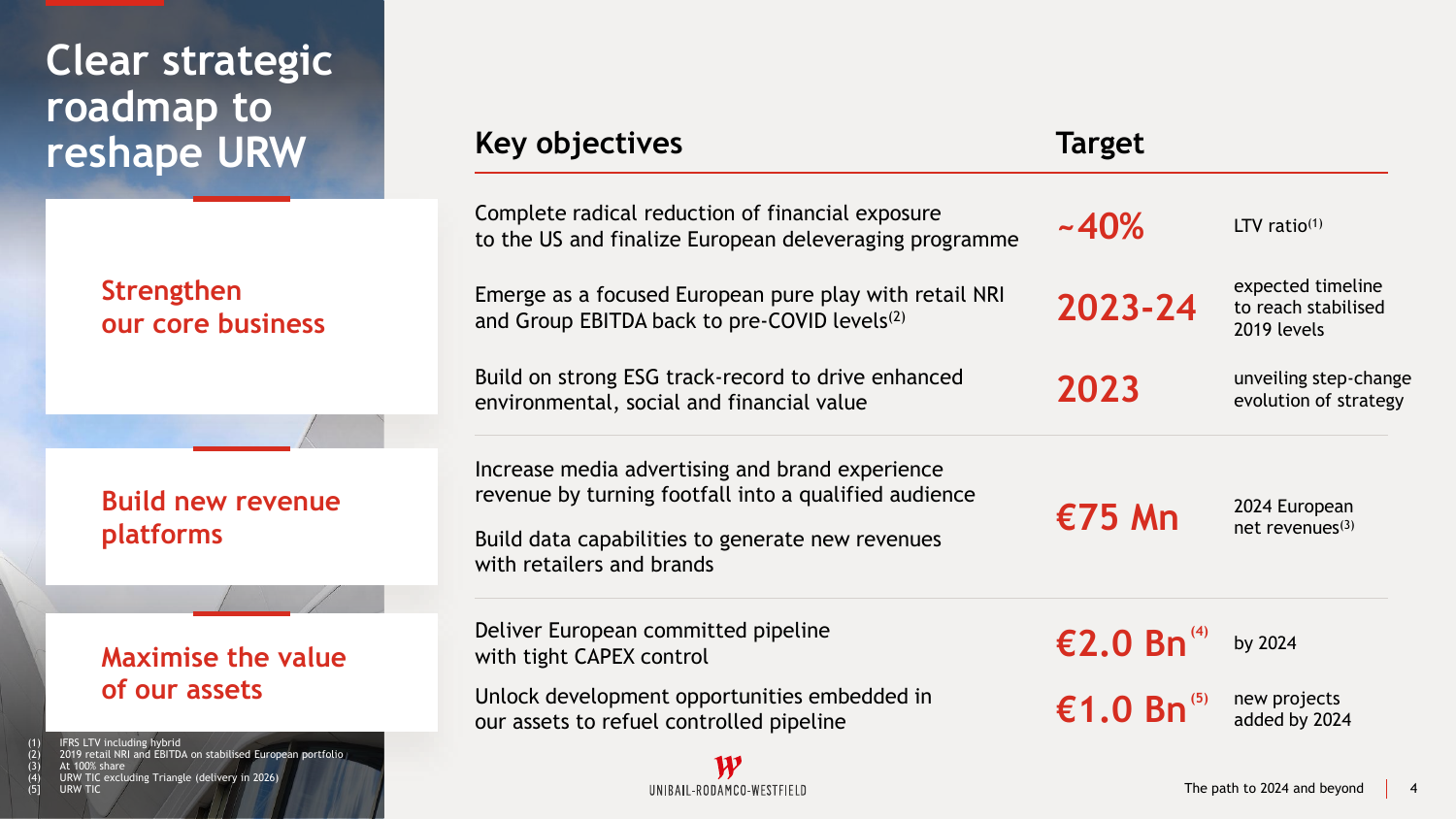# Clear strategic roadmap to reshape URW

| | Key objectives | Target | |
|---|---|---|---|
| **Strengthen our core business** | Complete radical reduction of financial exposure to the US and finalize European deleveraging programme | ~40% | LTV ratio[1] |
| | Emerge as a focused European pure play with retail NRI and Group EBITDA back to pre-COVID levels[2] | 2023-24 | expected timeline to reach stabilised 2019 levels |
| | Build on strong ESG track-record to drive enhanced environmental, social and financial value | 2023 | unveiling step-change evolution of strategy |
| **Build new revenue platforms** | Increase media advertising and brand experience revenue by turning footfall into a qualified audience<br><br>Build data capabilities to generate new revenues with retailers and brands | €75 Mn | 2024 European net revenues[3] |
| **Maximise the value of our assets** | Deliver European committed pipeline with tight CAPEX control | €2.0 Bn[4] | by 2024 |
| | Unlock development opportunities embedded in our assets to refuel controlled pipeline | €1.0 Bn[5] | new projects added by 2024 |

(1) IFRS LTV including hybrid
(2) 2019 retail NRI and EBITDA on stabilised European portfolio
(3) At 100% share
(4) URW TIC excluding Triangle (delivery in 2026)
(5) URW TIC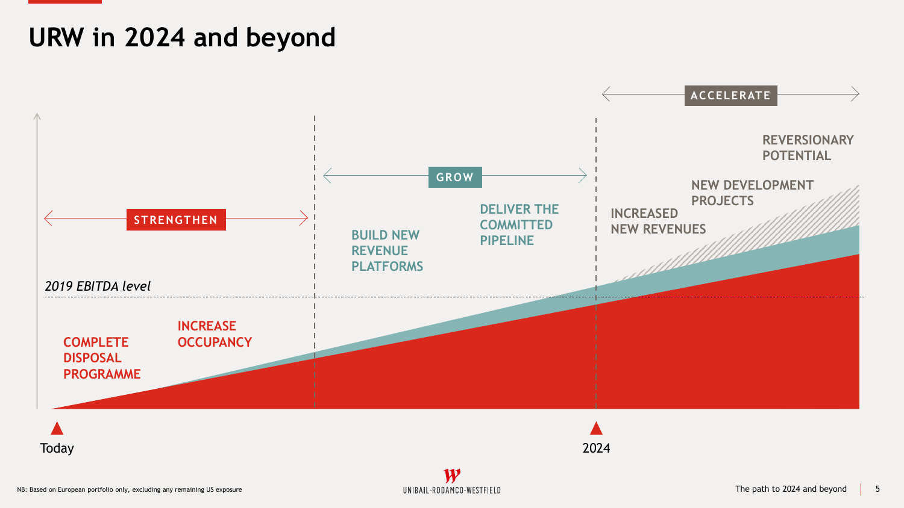# URW in 2024 and beyond

**STRENGTHEN**

COMPLETE DISPOSAL PROGRAMME

INCREASE OCCUPANCY

**GROW**

BUILD NEW REVENUE PLATFORMS

DELIVER THE COMMITTED PIPELINE

**ACCELERATE**

INCREASED NEW REVENUES

NEW DEVELOPMENT PROJECTS

REVERSIONARY POTENTIAL

*2019 EBITDA level*

Today

2024

NB: Based on European portfolio only, excluding any remaining US exposure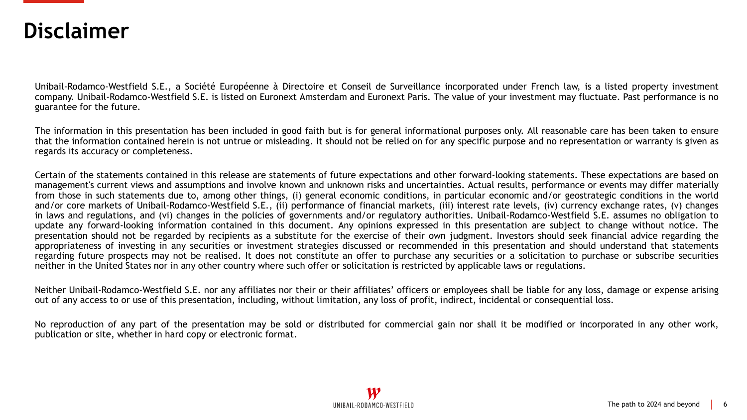# Disclaimer

Unibail-Rodamco-Westfield S.E., a Société Européenne à Directoire et Conseil de Surveillance incorporated under French law, is a listed property investment company. Unibail-Rodamco-Westfield S.E. is listed on Euronext Amsterdam and Euronext Paris. The value of your investment may fluctuate. Past performance is no guarantee for the future.

The information in this presentation has been included in good faith but is for general informational purposes only. All reasonable care has been taken to ensure that the information contained herein is not untrue or misleading. It should not be relied on for any specific purpose and no representation or warranty is given as regards its accuracy or completeness.

Certain of the statements contained in this release are statements of future expectations and other forward-looking statements. These expectations are based on management's current views and assumptions and involve known and unknown risks and uncertainties. Actual results, performance or events may differ materially from those in such statements due to, among other things, (i) general economic conditions, in particular economic and/or geostrategic conditions in the world and/or core markets of Unibail-Rodamco-Westfield S.E., (ii) performance of financial markets, (iii) interest rate levels, (iv) currency exchange rates, (v) changes in laws and regulations, and (vi) changes in the policies of governments and/or regulatory authorities. Unibail-Rodamco-Westfield S.E. assumes no obligation to update any forward-looking information contained in this document. Any opinions expressed in this presentation are subject to change without notice. The presentation should not be regarded by recipients as a substitute for the exercise of their own judgment. Investors should seek financial advice regarding the appropriateness of investing in any securities or investment strategies discussed or recommended in this presentation and should understand that statements regarding future prospects may not be realised. It does not constitute an offer to purchase any securities or a solicitation to purchase or subscribe securities neither in the United States nor in any other country where such offer or solicitation is restricted by applicable laws or regulations.

Neither Unibail-Rodamco-Westfield S.E. nor any affiliates nor their or their affiliates' officers or employees shall be liable for any loss, damage or expense arising out of any access to or use of this presentation, including, without limitation, any loss of profit, indirect, incidental or consequential loss.

No reproduction of any part of the presentation may be sold or distributed for commercial gain nor shall it be modified or incorporated in any other work, publication or site, whether in hard copy or electronic format.